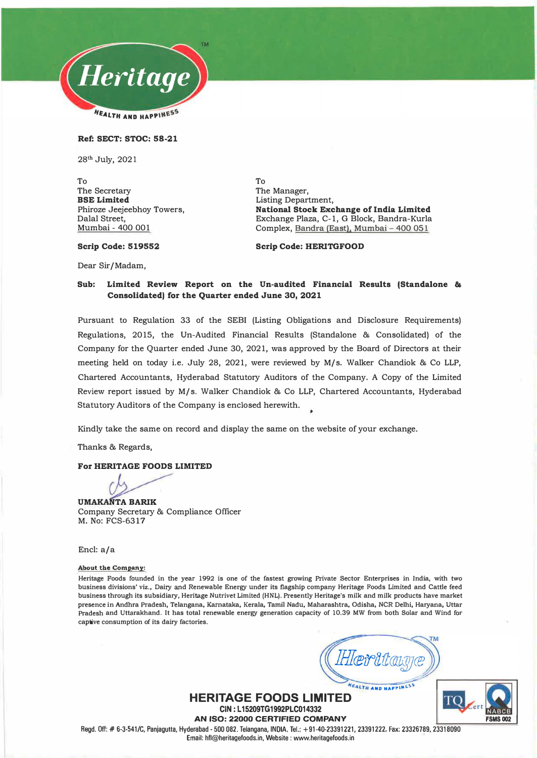**Ref: SECT: STOC: 58-21**

28th July, 2021

To
The Secretary
**BSE Limited**
Phiroze Jeejeebhoy Towers,
Dalal Street,
Mumbai - 400 001

**Scrip Code: 519552**

To
The Manager,
Listing Department,
**National Stock Exchange of India Limited**
Exchange Plaza, C-1, G Block, Bandra-Kurla
Complex, Bandra (East), Mumbai – 400 051

**Scrip Code: HERITGFOOD**

Dear Sir/Madam,

**Sub: Limited Review Report on the Un-audited Financial Results (Standalone & Consolidated) for the Quarter ended June 30, 2021**

Pursuant to Regulation 33 of the SEBI (Listing Obligations and Disclosure Requirements) Regulations, 2015, the Un-Audited Financial Results (Standalone & Consolidated) of the Company for the Quarter ended June 30, 2021, was approved by the Board of Directors at their meeting held on today i.e. July 28, 2021, were reviewed by M/s. Walker Chandiok & Co LLP, Chartered Accountants, Hyderabad Statutory Auditors of the Company. A Copy of the Limited Review report issued by M/s. Walker Chandiok & Co LLP, Chartered Accountants, Hyderabad Statutory Auditors of the Company is enclosed herewith.

Kindly take the same on record and display the same on the website of your exchange.

Thanks & Regards,

**For HERITAGE FOODS LIMITED**

**UMAKANTA BARIK**
Company Secretary & Compliance Officer
M. No: FCS-6317

Encl: a/a

**About the Company:**

Heritage Foods founded in the year 1992 is one of the fastest growing Private Sector Enterprises in India, with two business divisions' viz., Dairy and Renewable Energy under its flagship company Heritage Foods Limited and Cattle feed business through its subsidiary, Heritage Nutrivet Limited (HNL). Presently Heritage's milk and milk products have market presence in Andhra Pradesh, Telangana, Karnataka, Kerala, Tamil Nadu, Maharashtra, Odisha, NCR Delhi, Haryana, Uttar Pradesh and Uttarakhand. It has total renewable energy generation capacity of 10.39 MW from both Solar and Wind for captive consumption of its dairy factories.

**HERITAGE FOODS LIMITED**
CIN : L15209TG1992PLC014332
AN ISO: 22000 CERTIFIED COMPANY
Regd. Off: # 6-3-541/C, Panjagutta, Hyderabad - 500 082. Telangana, INDIA. Tel.: +91-40-23391221, 23391222, Fax: 23326789, 23318090
Email: hfl@heritagefoods.in, Website : www.heritagefoods.in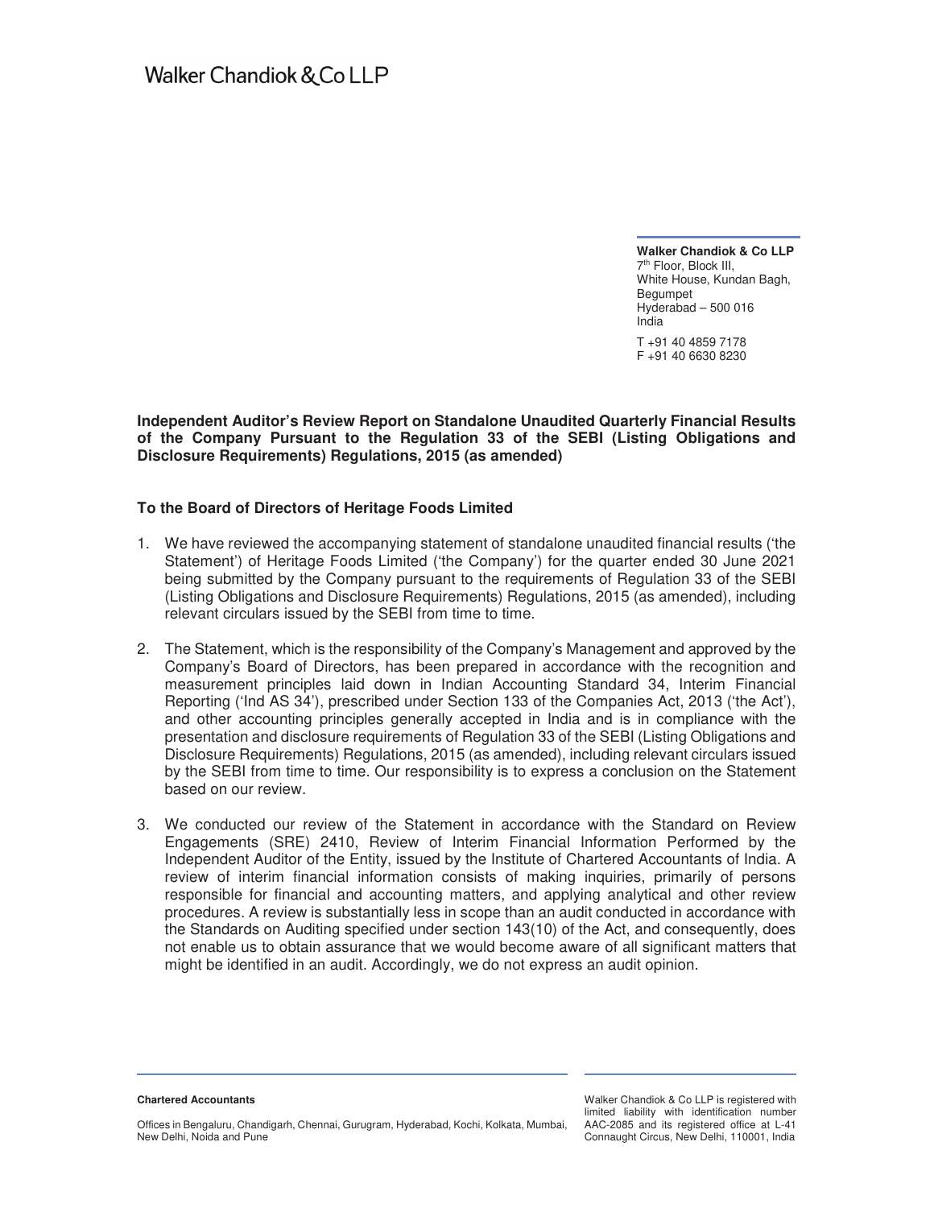Walker Chandiok & Co LLP

**Walker Chandiok & Co LLP**
7[th] Floor, Block III,
White House, Kundan Bagh,
Begumpet
Hyderabad – 500 016
India

T +91 40 4859 7178
F +91 40 6630 8230

**Independent Auditor's Review Report on Standalone Unaudited Quarterly Financial Results of the Company Pursuant to the Regulation 33 of the SEBI (Listing Obligations and Disclosure Requirements) Regulations, 2015 (as amended)**

**To the Board of Directors of Heritage Foods Limited**

1. We have reviewed the accompanying statement of standalone unaudited financial results ('the Statement') of Heritage Foods Limited ('the Company') for the quarter ended 30 June 2021 being submitted by the Company pursuant to the requirements of Regulation 33 of the SEBI (Listing Obligations and Disclosure Requirements) Regulations, 2015 (as amended), including relevant circulars issued by the SEBI from time to time.

2. The Statement, which is the responsibility of the Company's Management and approved by the Company's Board of Directors, has been prepared in accordance with the recognition and measurement principles laid down in Indian Accounting Standard 34, Interim Financial Reporting ('Ind AS 34'), prescribed under Section 133 of the Companies Act, 2013 ('the Act'), and other accounting principles generally accepted in India and is in compliance with the presentation and disclosure requirements of Regulation 33 of the SEBI (Listing Obligations and Disclosure Requirements) Regulations, 2015 (as amended), including relevant circulars issued by the SEBI from time to time. Our responsibility is to express a conclusion on the Statement based on our review.

3. We conducted our review of the Statement in accordance with the Standard on Review Engagements (SRE) 2410, Review of Interim Financial Information Performed by the Independent Auditor of the Entity, issued by the Institute of Chartered Accountants of India. A review of interim financial information consists of making inquiries, primarily of persons responsible for financial and accounting matters, and applying analytical and other review procedures. A review is substantially less in scope than an audit conducted in accordance with the Standards on Auditing specified under section 143(10) of the Act, and consequently, does not enable us to obtain assurance that we would become aware of all significant matters that might be identified in an audit. Accordingly, we do not express an audit opinion.

**Chartered Accountants**

Offices in Bengaluru, Chandigarh, Chennai, Gurugram, Hyderabad, Kochi, Kolkata, Mumbai, New Delhi, Noida and Pune

Walker Chandiok & Co LLP is registered with limited liability with identification number AAC-2085 and its registered office at L-41 Connaught Circus, New Delhi, 110001, India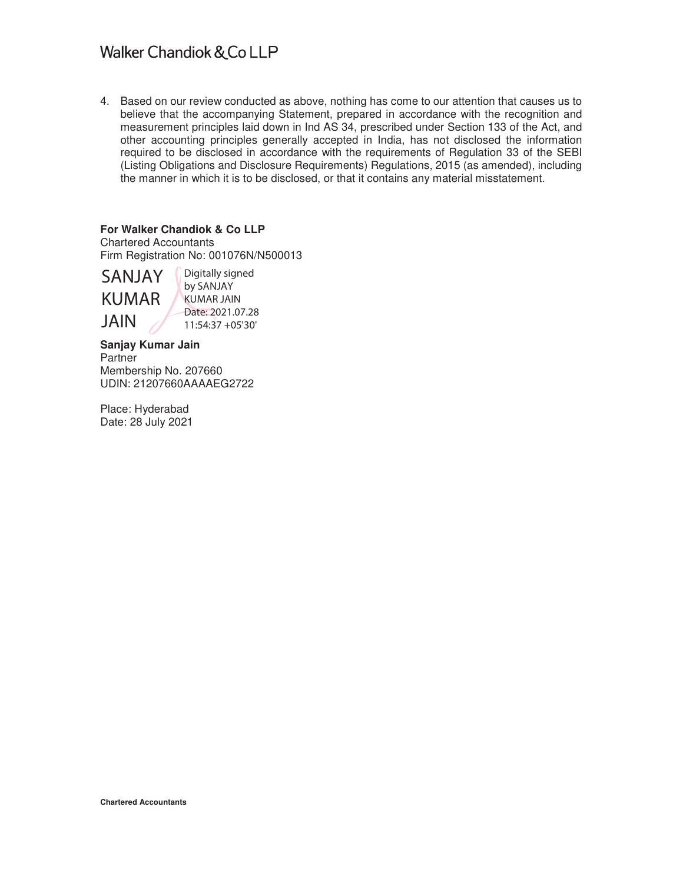4. Based on our review conducted as above, nothing has come to our attention that causes us to believe that the accompanying Statement, prepared in accordance with the recognition and measurement principles laid down in Ind AS 34, prescribed under Section 133 of the Act, and other accounting principles generally accepted in India, has not disclosed the information required to be disclosed in accordance with the requirements of Regulation 33 of the SEBI (Listing Obligations and Disclosure Requirements) Regulations, 2015 (as amended), including the manner in which it is to be disclosed, or that it contains any material misstatement.

**For Walker Chandiok & Co LLP**
Chartered Accountants
Firm Registration No: 001076N/N500013

SANJAY KUMAR JAIN

Digitally signed by SANJAY KUMAR JAIN
Date: 2021.07.28 11:54:37 +05'30'

**Sanjay Kumar Jain**
Partner
Membership No. 207660
UDIN: 21207660AAAAEG2722

Place: Hyderabad
Date: 28 July 2021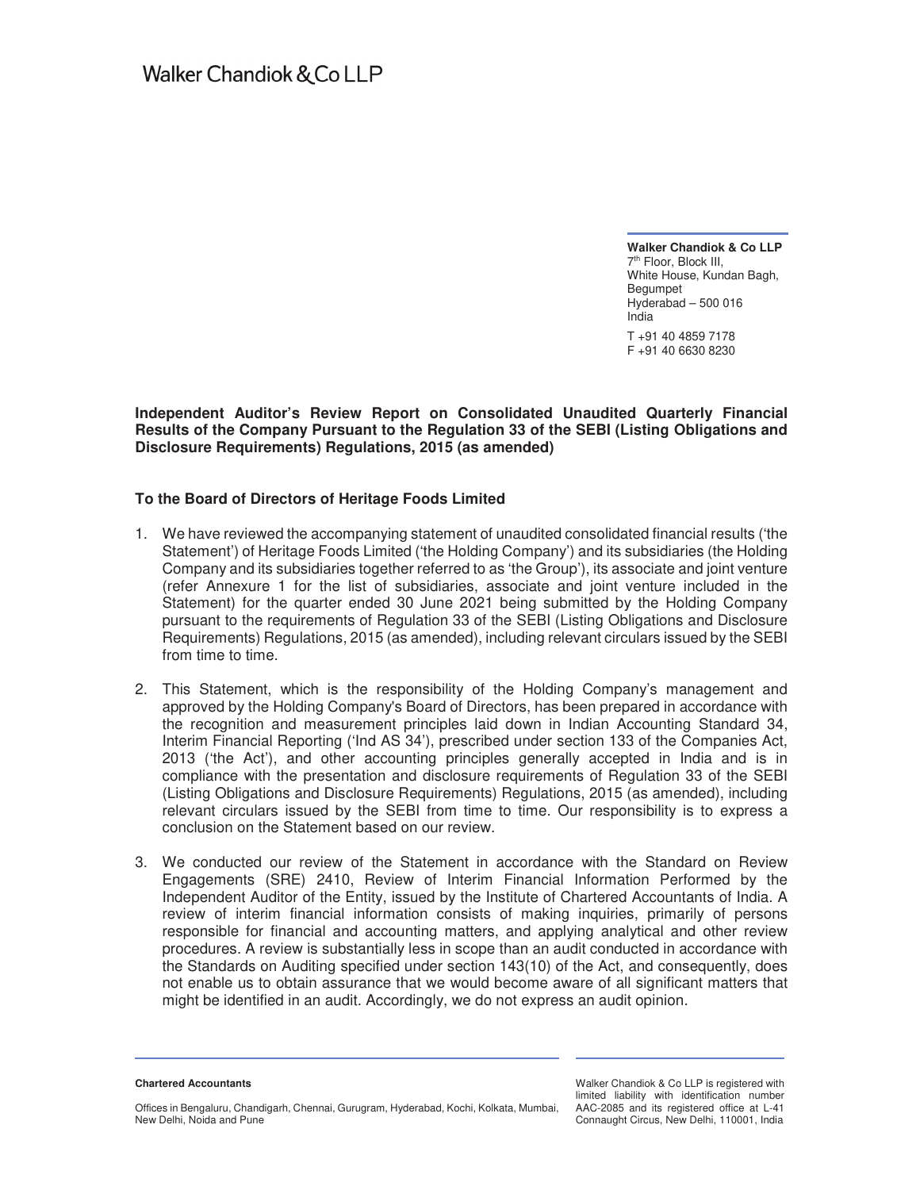Walker Chandiok & Co LLP

**Walker Chandiok & Co LLP**
7th Floor, Block III,
White House, Kundan Bagh,
Begumpet
Hyderabad – 500 016
India

T +91 40 4859 7178
F +91 40 6630 8230

**Independent Auditor's Review Report on Consolidated Unaudited Quarterly Financial Results of the Company Pursuant to the Regulation 33 of the SEBI (Listing Obligations and Disclosure Requirements) Regulations, 2015 (as amended)**

**To the Board of Directors of Heritage Foods Limited**

1. We have reviewed the accompanying statement of unaudited consolidated financial results ('the Statement') of Heritage Foods Limited ('the Holding Company') and its subsidiaries (the Holding Company and its subsidiaries together referred to as 'the Group'), its associate and joint venture (refer Annexure 1 for the list of subsidiaries, associate and joint venture included in the Statement) for the quarter ended 30 June 2021 being submitted by the Holding Company pursuant to the requirements of Regulation 33 of the SEBI (Listing Obligations and Disclosure Requirements) Regulations, 2015 (as amended), including relevant circulars issued by the SEBI from time to time.

2. This Statement, which is the responsibility of the Holding Company's management and approved by the Holding Company's Board of Directors, has been prepared in accordance with the recognition and measurement principles laid down in Indian Accounting Standard 34, Interim Financial Reporting ('Ind AS 34'), prescribed under section 133 of the Companies Act, 2013 ('the Act'), and other accounting principles generally accepted in India and is in compliance with the presentation and disclosure requirements of Regulation 33 of the SEBI (Listing Obligations and Disclosure Requirements) Regulations, 2015 (as amended), including relevant circulars issued by the SEBI from time to time. Our responsibility is to express a conclusion on the Statement based on our review.

3. We conducted our review of the Statement in accordance with the Standard on Review Engagements (SRE) 2410, Review of Interim Financial Information Performed by the Independent Auditor of the Entity, issued by the Institute of Chartered Accountants of India. A review of interim financial information consists of making inquiries, primarily of persons responsible for financial and accounting matters, and applying analytical and other review procedures. A review is substantially less in scope than an audit conducted in accordance with the Standards on Auditing specified under section 143(10) of the Act, and consequently, does not enable us to obtain assurance that we would become aware of all significant matters that might be identified in an audit. Accordingly, we do not express an audit opinion.

**Chartered Accountants**

Offices in Bengaluru, Chandigarh, Chennai, Gurugram, Hyderabad, Kochi, Kolkata, Mumbai, New Delhi, Noida and Pune

Walker Chandiok & Co LLP is registered with limited liability with identification number AAC-2085 and its registered office at L-41 Connaught Circus, New Delhi, 110001, India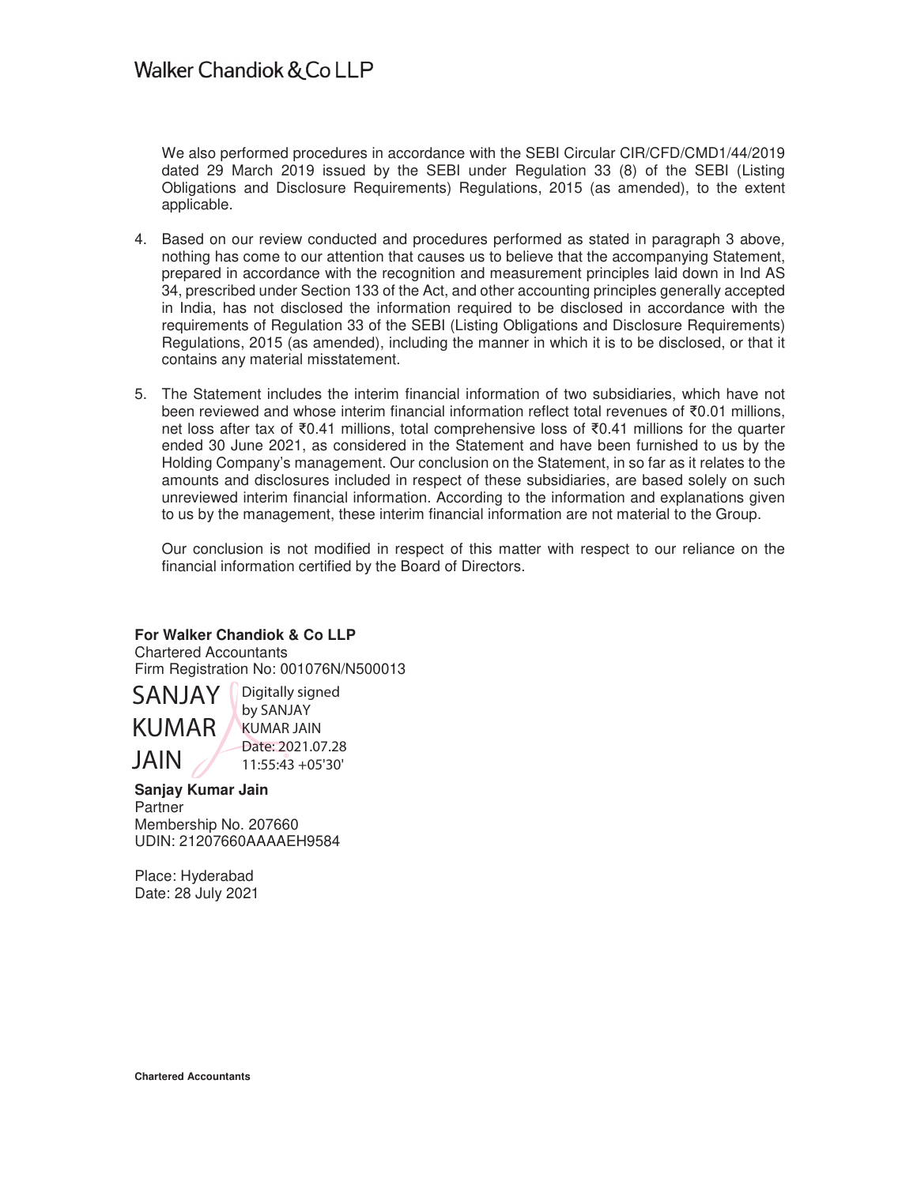Walker Chandiok & Co LLP

We also performed procedures in accordance with the SEBI Circular CIR/CFD/CMD1/44/2019 dated 29 March 2019 issued by the SEBI under Regulation 33 (8) of the SEBI (Listing Obligations and Disclosure Requirements) Regulations, 2015 (as amended), to the extent applicable.

4. Based on our review conducted and procedures performed as stated in paragraph 3 above, nothing has come to our attention that causes us to believe that the accompanying Statement, prepared in accordance with the recognition and measurement principles laid down in Ind AS 34, prescribed under Section 133 of the Act, and other accounting principles generally accepted in India, has not disclosed the information required to be disclosed in accordance with the requirements of Regulation 33 of the SEBI (Listing Obligations and Disclosure Requirements) Regulations, 2015 (as amended), including the manner in which it is to be disclosed, or that it contains any material misstatement.

5. The Statement includes the interim financial information of two subsidiaries, which have not been reviewed and whose interim financial information reflect total revenues of ₹0.01 millions, net loss after tax of ₹0.41 millions, total comprehensive loss of ₹0.41 millions for the quarter ended 30 June 2021, as considered in the Statement and have been furnished to us by the Holding Company's management. Our conclusion on the Statement, in so far as it relates to the amounts and disclosures included in respect of these subsidiaries, are based solely on such unreviewed interim financial information. According to the information and explanations given to us by the management, these interim financial information are not material to the Group.

   Our conclusion is not modified in respect of this matter with respect to our reliance on the financial information certified by the Board of Directors.

**For Walker Chandiok & Co LLP**
Chartered Accountants
Firm Registration No: 001076N/N500013

SANJAY KUMAR JAIN
Digitally signed by SANJAY KUMAR JAIN
Date: 2021.07.28 11:55:43 +05'30'

**Sanjay Kumar Jain**
Partner
Membership No. 207660
UDIN: 21207660AAAAEH9584

Place: Hyderabad
Date: 28 July 2021

**Chartered Accountants**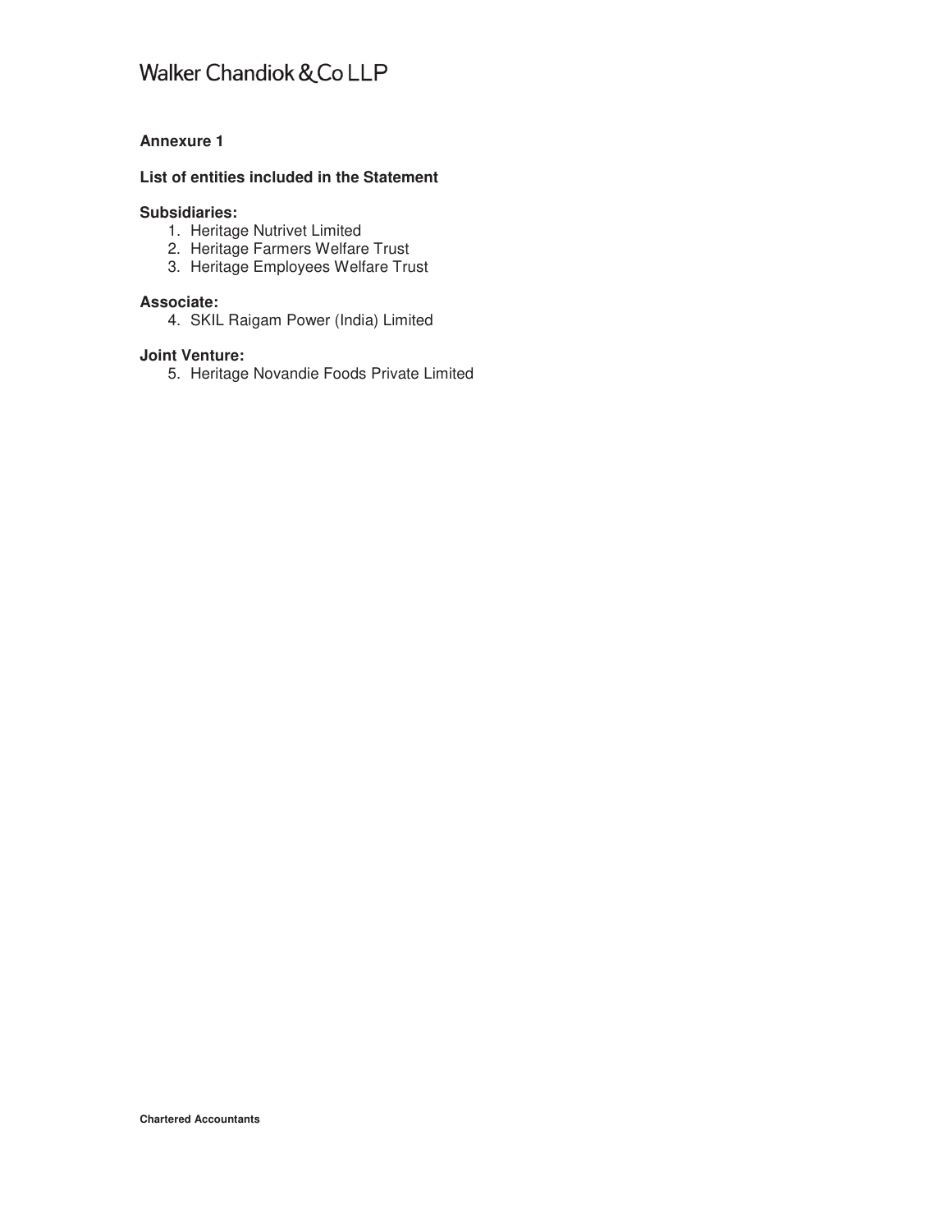Walker Chandiok & Co LLP

**Annexure 1**

**List of entities included in the Statement**

**Subsidiaries:**

1. Heritage Nutrivet Limited
2. Heritage Farmers Welfare Trust
3. Heritage Employees Welfare Trust

**Associate:**

4. SKIL Raigam Power (India) Limited

**Joint Venture:**

5. Heritage Novandie Foods Private Limited

**Chartered Accountants**